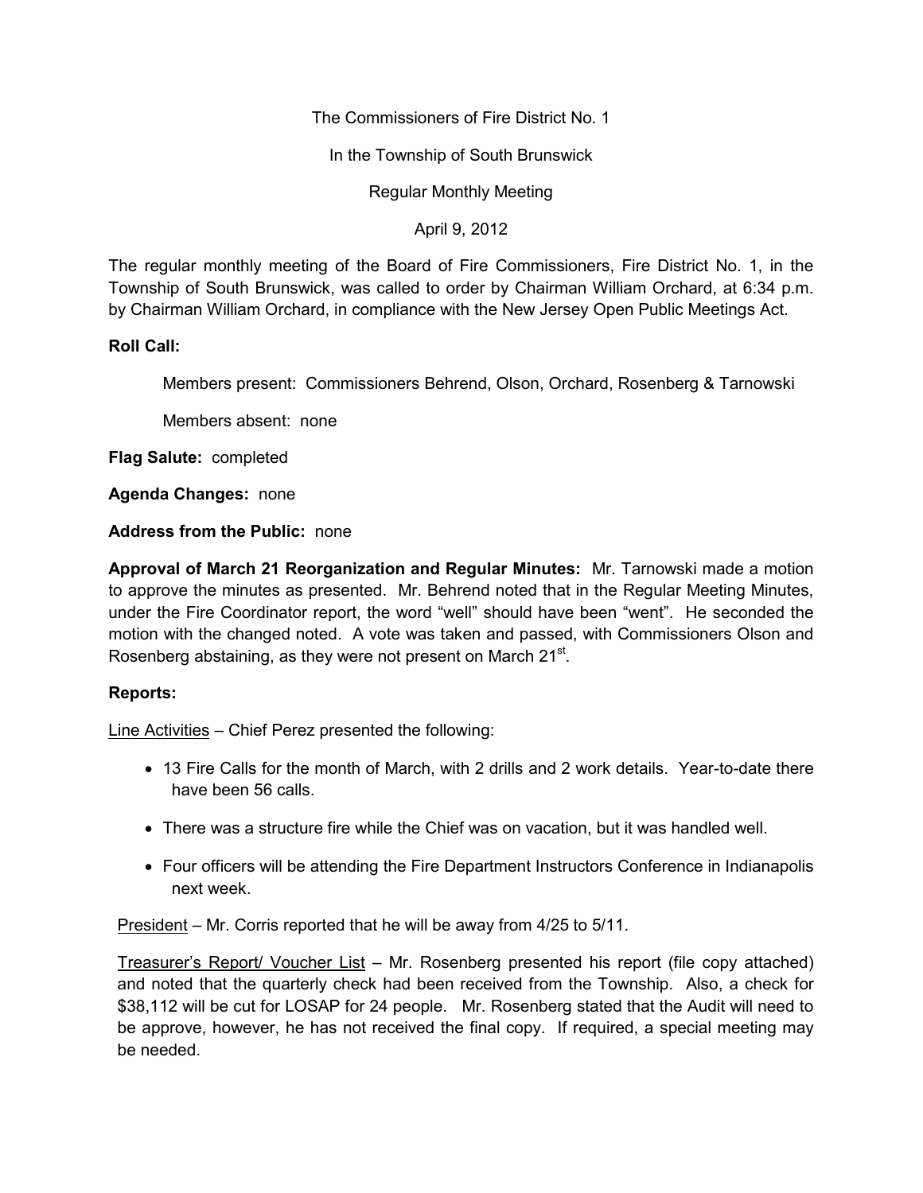The Commissioners of Fire District No. 1

In the Township of South Brunswick

Regular Monthly Meeting

April 9, 2012

The regular monthly meeting of the Board of Fire Commissioners, Fire District No. 1, in the Township of South Brunswick, was called to order by Chairman William Orchard, at 6:34 p.m. by Chairman William Orchard, in compliance with the New Jersey Open Public Meetings Act.

**Roll Call:**

Members present: Commissioners Behrend, Olson, Orchard, Rosenberg & Tarnowski

Members absent: none

**Flag Salute:** completed

**Agenda Changes:** none

**Address from the Public:** none

**Approval of March 21 Reorganization and Regular Minutes:** Mr. Tarnowski made a motion to approve the minutes as presented. Mr. Behrend noted that in the Regular Meeting Minutes, under the Fire Coordinator report, the word "well" should have been "went". He seconded the motion with the changed noted. A vote was taken and passed, with Commissioners Olson and Rosenberg abstaining, as they were not present on March 21st.

**Reports:**

Line Activities – Chief Perez presented the following:

- 13 Fire Calls for the month of March, with 2 drills and 2 work details. Year-to-date there have been 56 calls.
- There was a structure fire while the Chief was on vacation, but it was handled well.
- Four officers will be attending the Fire Department Instructors Conference in Indianapolis next week.

President – Mr. Corris reported that he will be away from 4/25 to 5/11.

Treasurer's Report/ Voucher List – Mr. Rosenberg presented his report (file copy attached) and noted that the quarterly check had been received from the Township. Also, a check for $38,112 will be cut for LOSAP for 24 people. Mr. Rosenberg stated that the Audit will need to be approve, however, he has not received the final copy. If required, a special meeting may be needed.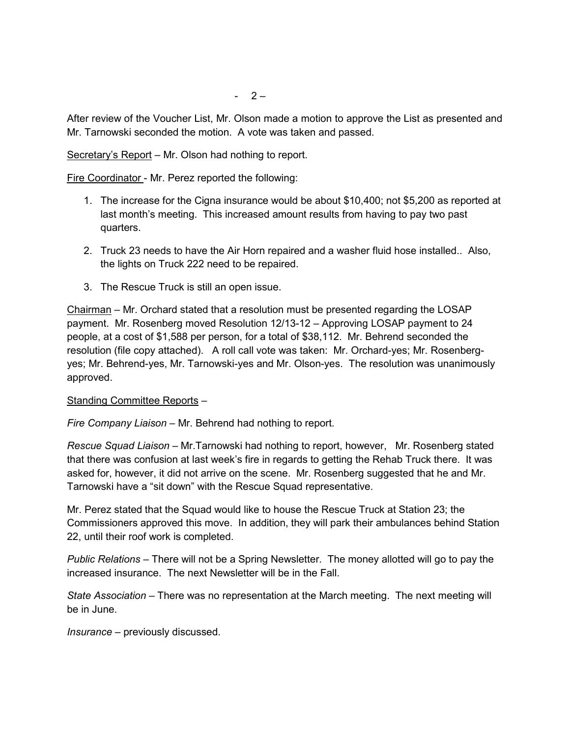After review of the Voucher List, Mr. Olson made a motion to approve the List as presented and Mr. Tarnowski seconded the motion. A vote was taken and passed.

Secretary's Report – Mr. Olson had nothing to report.

Fire Coordinator - Mr. Perez reported the following:

1. The increase for the Cigna insurance would be about $10,400; not $5,200 as reported at last month's meeting. This increased amount results from having to pay two past quarters.
2. Truck 23 needs to have the Air Horn repaired and a washer fluid hose installed.. Also, the lights on Truck 222 need to be repaired.
3. The Rescue Truck is still an open issue.

Chairman – Mr. Orchard stated that a resolution must be presented regarding the LOSAP payment. Mr. Rosenberg moved Resolution 12/13-12 – Approving LOSAP payment to 24 people, at a cost of $1,588 per person, for a total of $38,112. Mr. Behrend seconded the resolution (file copy attached). A roll call vote was taken: Mr. Orchard-yes; Mr. Rosenberg-yes; Mr. Behrend-yes, Mr. Tarnowski-yes and Mr. Olson-yes. The resolution was unanimously approved.

Standing Committee Reports –

*Fire Company Liaison* – Mr. Behrend had nothing to report.

*Rescue Squad Liaison* – Mr.Tarnowski had nothing to report, however, Mr. Rosenberg stated that there was confusion at last week's fire in regards to getting the Rehab Truck there. It was asked for, however, it did not arrive on the scene. Mr. Rosenberg suggested that he and Mr. Tarnowski have a "sit down" with the Rescue Squad representative.

Mr. Perez stated that the Squad would like to house the Rescue Truck at Station 23; the Commissioners approved this move. In addition, they will park their ambulances behind Station 22, until their roof work is completed.

*Public Relations* – There will not be a Spring Newsletter. The money allotted will go to pay the increased insurance. The next Newsletter will be in the Fall.

*State Association* – There was no representation at the March meeting. The next meeting will be in June.

*Insurance* – previously discussed.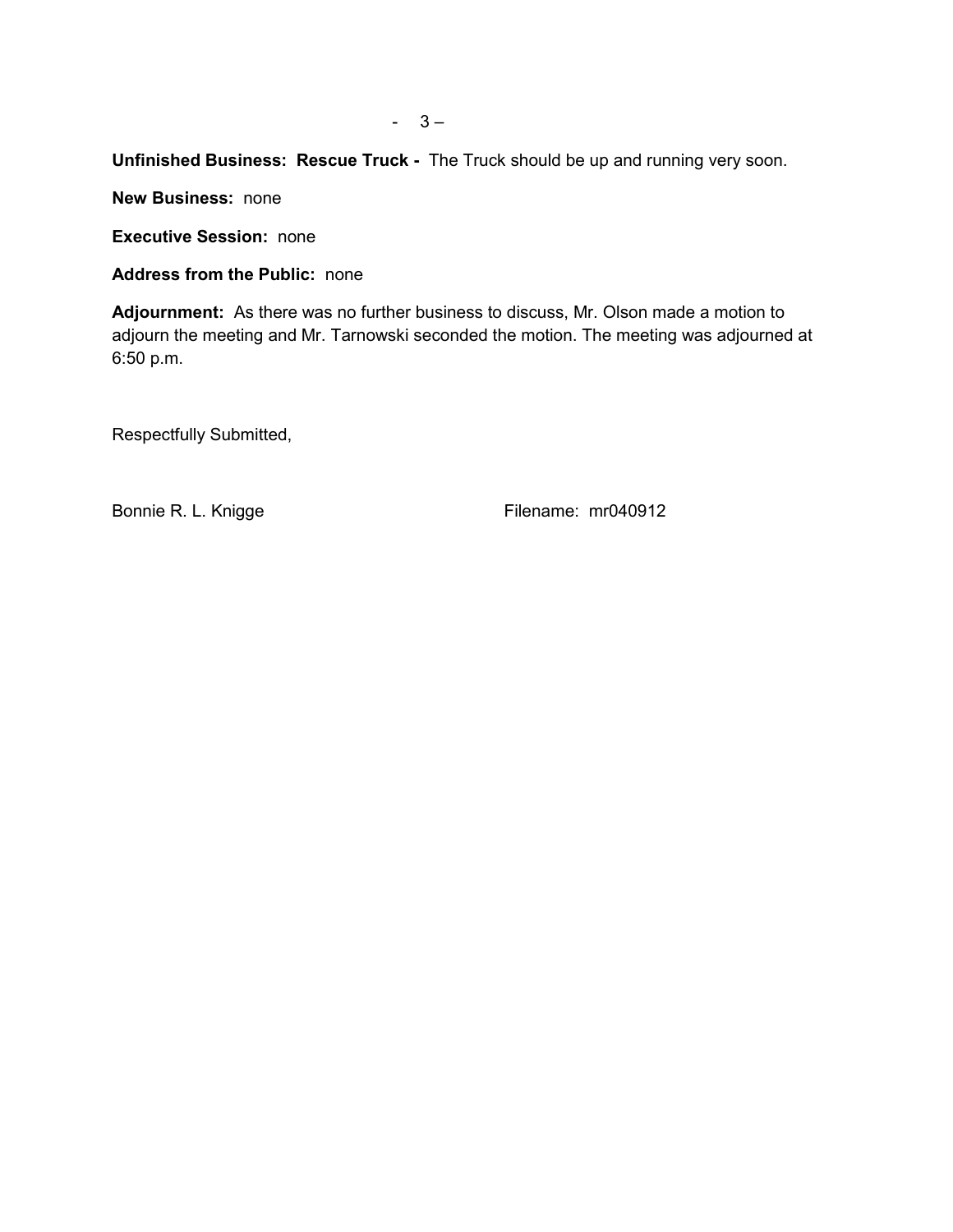**Unfinished Business: Rescue Truck -** The Truck should be up and running very soon.

**New Business:** none

**Executive Session:** none

**Address from the Public:** none

**Adjournment:** As there was no further business to discuss, Mr. Olson made a motion to adjourn the meeting and Mr. Tarnowski seconded the motion. The meeting was adjourned at 6:50 p.m.

Respectfully Submitted,

Bonnie R. L. Knigge

Filename: mr040912